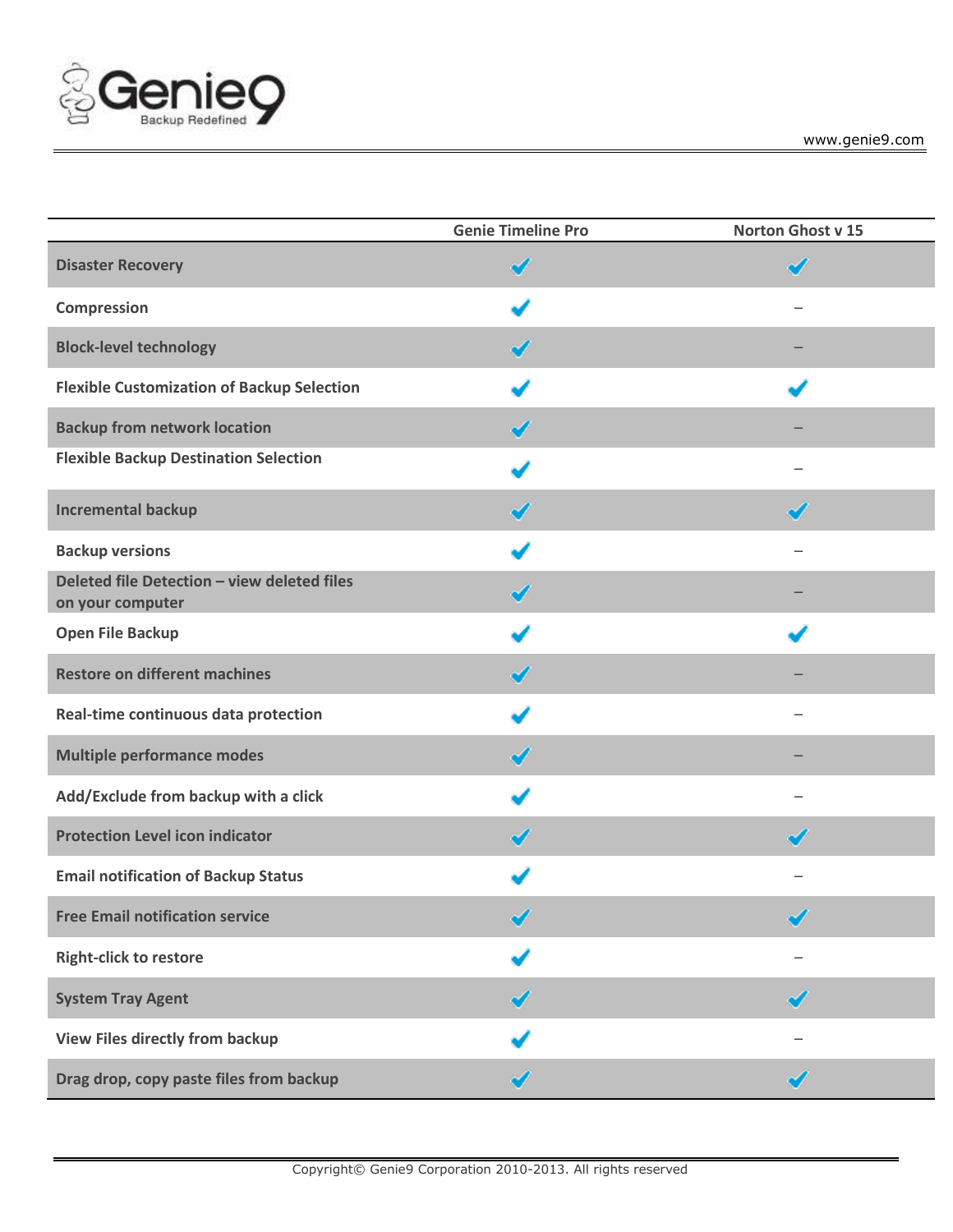| | Genie Timeline Pro | Norton Ghost v 15 |
|---|---|---|
| **Disaster Recovery** | ✔ | ✔ |
| **Compression** | ✔ | – |
| **Block-level technology** | ✔ | – |
| **Flexible Customization of Backup Selection** | ✔ | ✔ |
| **Backup from network location** | ✔ | – |
| **Flexible Backup Destination Selection** | ✔ | – |
| **Incremental backup** | ✔ | ✔ |
| **Backup versions** | ✔ | – |
| **Deleted file Detection – view deleted files on your computer** | ✔ | – |
| **Open File Backup** | ✔ | ✔ |
| **Restore on different machines** | ✔ | – |
| **Real-time continuous data protection** | ✔ | – |
| **Multiple performance modes** | ✔ | – |
| **Add/Exclude from backup with a click** | ✔ | – |
| **Protection Level icon indicator** | ✔ | ✔ |
| **Email notification of Backup Status** | ✔ | – |
| **Free Email notification service** | ✔ | ✔ |
| **Right-click to restore** | ✔ | – |
| **System Tray Agent** | ✔ | ✔ |
| **View Files directly from backup** | ✔ | – |
| **Drag drop, copy paste files from backup** | ✔ | ✔ |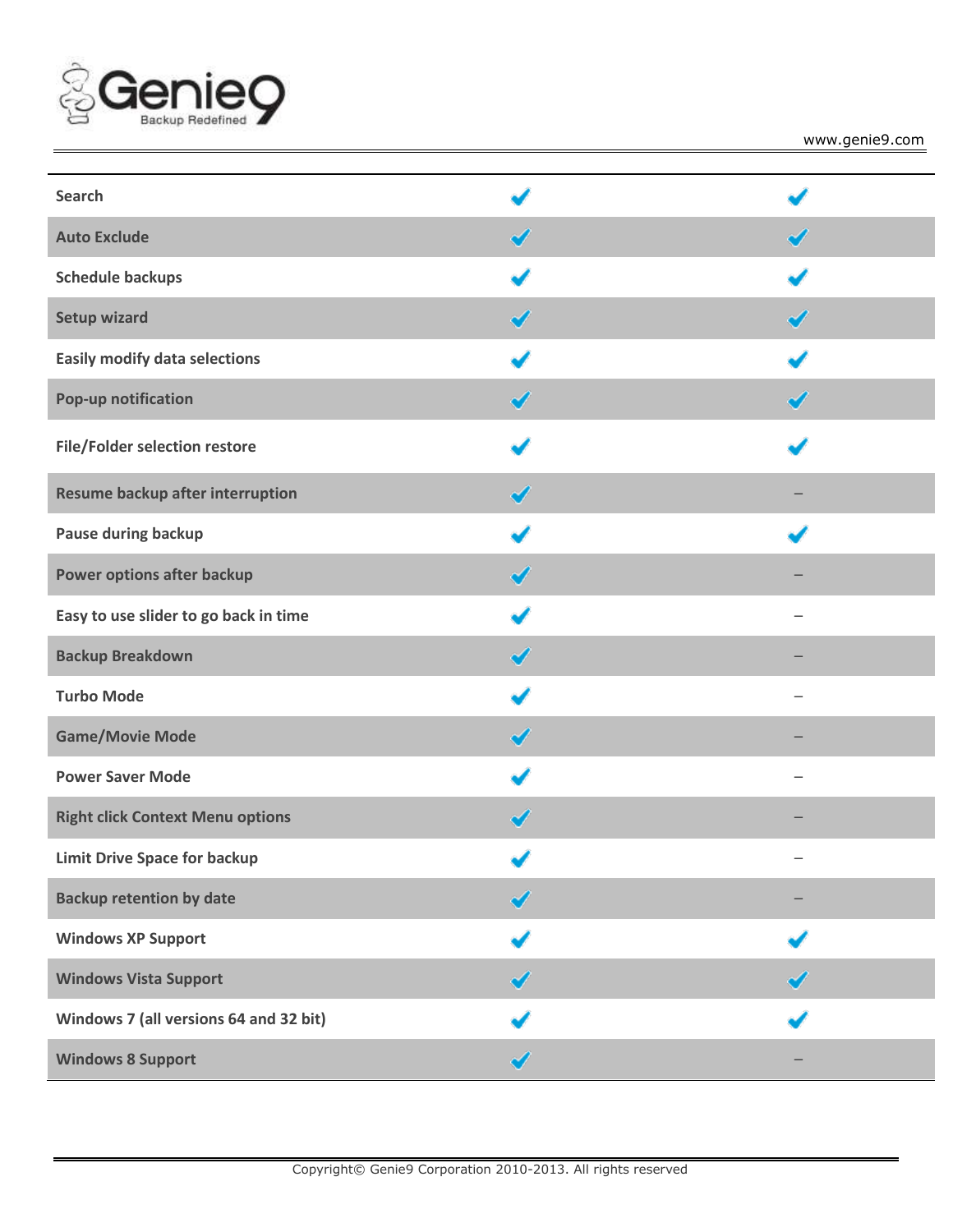| | | |
|---|---|---|
| Search | ✔ | ✔ |
| Auto Exclude | ✔ | ✔ |
| Schedule backups | ✔ | ✔ |
| Setup wizard | ✔ | ✔ |
| Easily modify data selections | ✔ | ✔ |
| Pop-up notification | ✔ | ✔ |
| File/Folder selection restore | ✔ | ✔ |
| Resume backup after interruption | ✔ | – |
| Pause during backup | ✔ | ✔ |
| Power options after backup | ✔ | – |
| Easy to use slider to go back in time | ✔ | – |
| Backup Breakdown | ✔ | – |
| Turbo Mode | ✔ | – |
| Game/Movie Mode | ✔ | – |
| Power Saver Mode | ✔ | – |
| Right click Context Menu options | ✔ | – |
| Limit Drive Space for backup | ✔ | – |
| Backup retention by date | ✔ | – |
| Windows XP Support | ✔ | ✔ |
| Windows Vista Support | ✔ | ✔ |
| Windows 7 (all versions 64 and 32 bit) | ✔ | ✔ |
| Windows 8 Support | ✔ | – |